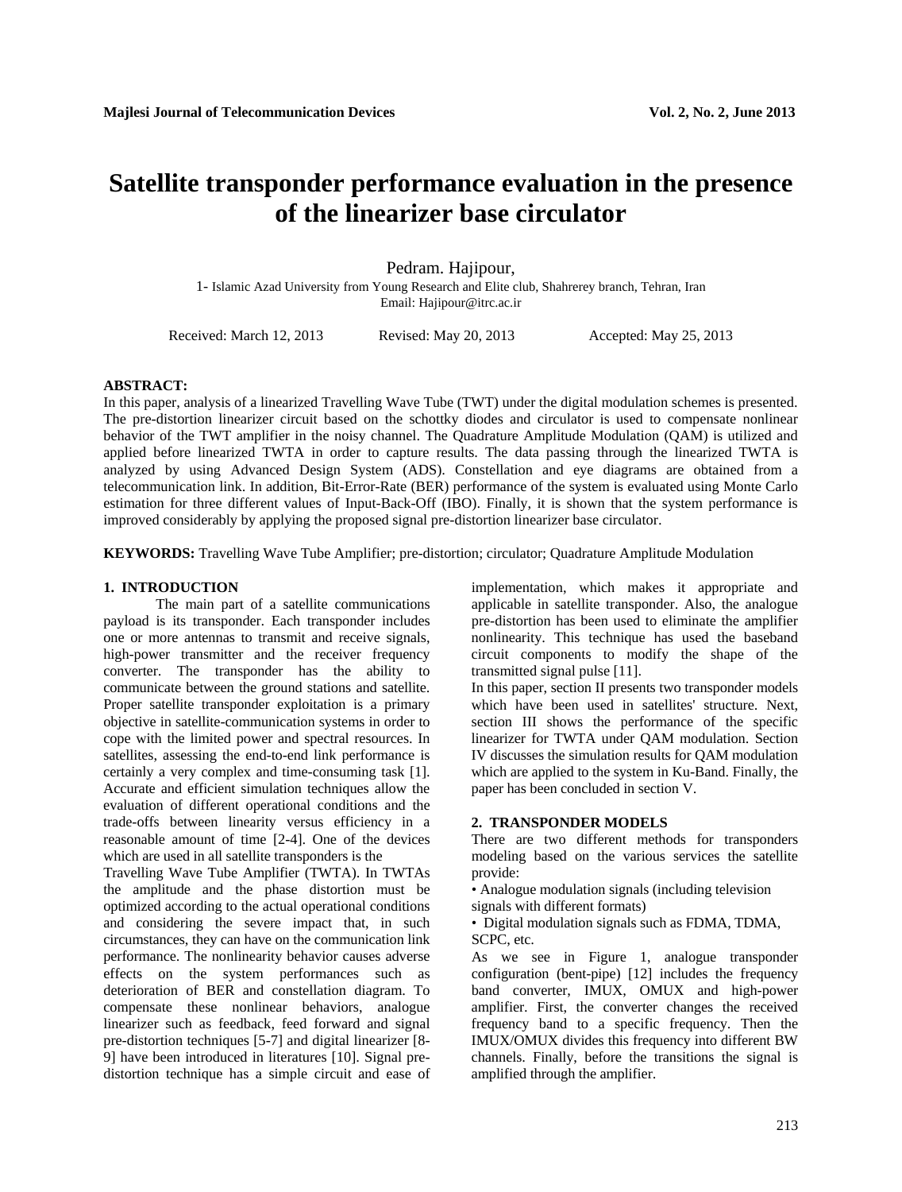# Satellite transponder performance evaluation in the presence of the linearizer base circulator

Pedram. Hajipour,

1- Islamic Azad University from Young Research and Elite club, Shahrerey branch, Tehran, Iran
Email: Hajipour@itrc.ac.ir

Received: March 12, 2013 Revised: May 20, 2013 Accepted: May 25, 2013

**ABSTRACT:**
In this paper, analysis of a linearized Travelling Wave Tube (TWT) under the digital modulation schemes is presented. The pre-distortion linearizer circuit based on the schottky diodes and circulator is used to compensate nonlinear behavior of the TWT amplifier in the noisy channel. The Quadrature Amplitude Modulation (QAM) is utilized and applied before linearized TWTA in order to capture results. The data passing through the linearized TWTA is analyzed by using Advanced Design System (ADS). Constellation and eye diagrams are obtained from a telecommunication link. In addition, Bit-Error-Rate (BER) performance of the system is evaluated using Monte Carlo estimation for three different values of Input-Back-Off (IBO). Finally, it is shown that the system performance is improved considerably by applying the proposed signal pre-distortion linearizer base circulator.

**KEYWORDS:** Travelling Wave Tube Amplifier; pre-distortion; circulator; Quadrature Amplitude Modulation

## 1. INTRODUCTION

The main part of a satellite communications payload is its transponder. Each transponder includes one or more antennas to transmit and receive signals, high-power transmitter and the receiver frequency converter. The transponder has the ability to communicate between the ground stations and satellite. Proper satellite transponder exploitation is a primary objective in satellite-communication systems in order to cope with the limited power and spectral resources. In satellites, assessing the end-to-end link performance is certainly a very complex and time-consuming task [1]. Accurate and efficient simulation techniques allow the evaluation of different operational conditions and the trade-offs between linearity versus efficiency in a reasonable amount of time [2-4]. One of the devices which are used in all satellite transponders is the Travelling Wave Tube Amplifier (TWTA). In TWTAs the amplitude and the phase distortion must be optimized according to the actual operational conditions and considering the severe impact that, in such circumstances, they can have on the communication link performance. The nonlinearity behavior causes adverse effects on the system performances such as deterioration of BER and constellation diagram. To compensate these nonlinear behaviors, analogue linearizer such as feedback, feed forward and signal pre-distortion techniques [5-7] and digital linearizer [8-9] have been introduced in literatures [10]. Signal pre-distortion technique has a simple circuit and ease of implementation, which makes it appropriate and applicable in satellite transponder. Also, the analogue pre-distortion has been used to eliminate the amplifier nonlinearity. This technique has used the baseband circuit components to modify the shape of the transmitted signal pulse [11].

In this paper, section II presents two transponder models which have been used in satellites' structure. Next, section III shows the performance of the specific linearizer for TWTA under QAM modulation. Section IV discusses the simulation results for QAM modulation which are applied to the system in Ku-Band. Finally, the paper has been concluded in section V.

## 2. TRANSPONDER MODELS

There are two different methods for transponders modeling based on the various services the satellite provide:

- Analogue modulation signals (including television signals with different formats)
- Digital modulation signals such as FDMA, TDMA, SCPC, etc.

As we see in Figure 1, analogue transponder configuration (bent-pipe) [12] includes the frequency band converter, IMUX, OMUX and high-power amplifier. First, the converter changes the received frequency band to a specific frequency. Then the IMUX/OMUX divides this frequency into different BW channels. Finally, before the transitions the signal is amplified through the amplifier.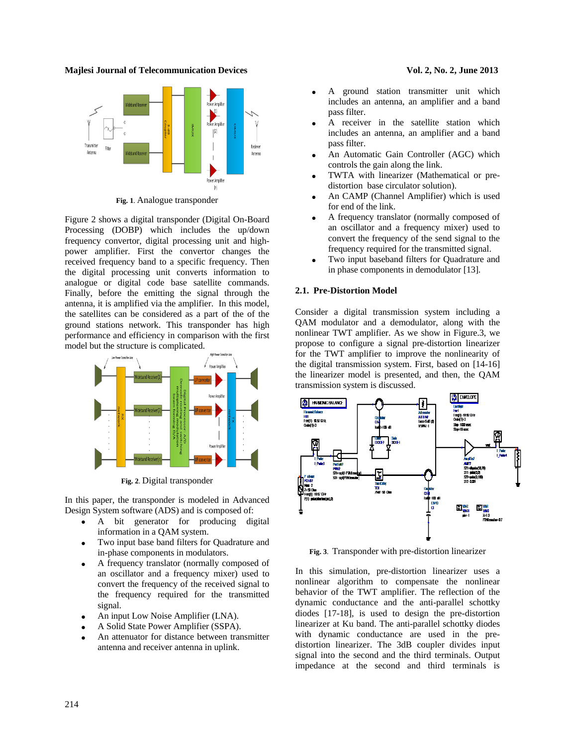Fig. 1. Analogue transponder

Figure 2 shows a digital transponder (Digital On-Board Processing (DOBP) which includes the up/down frequency convertor, digital processing unit and high-power amplifier. First the convertor changes the received frequency band to a specific frequency. Then the digital processing unit converts information to analogue or digital code base satellite commands. Finally, before the emitting the signal through the antenna, it is amplified via the amplifier. In this model, the satellites can be considered as a part of the of the ground stations network. This transponder has high performance and efficiency in comparison with the first model but the structure is complicated.

Fig. 2. Digital transponder

In this paper, the transponder is modeled in Advanced Design System software (ADS) and is composed of:

- A bit generator for producing digital information in a QAM system.
- Two input base band filters for Quadrature and in-phase components in modulators.
- A frequency translator (normally composed of an oscillator and a frequency mixer) used to convert the frequency of the received signal to the frequency required for the transmitted signal.
- An input Low Noise Amplifier (LNA).
- A Solid State Power Amplifier (SSPA).
- An attenuator for distance between transmitter antenna and receiver antenna in uplink.
- A ground station transmitter unit which includes an antenna, an amplifier and a band pass filter.
- A receiver in the satellite station which includes an antenna, an amplifier and a band pass filter.
- An Automatic Gain Controller (AGC) which controls the gain along the link.
- TWTA with linearizer (Mathematical or pre-distortion base circulator solution).
- An CAMP (Channel Amplifier) which is used for end of the link.
- A frequency translator (normally composed of an oscillator and a frequency mixer) used to convert the frequency of the send signal to the frequency required for the transmitted signal.
- Two input baseband filters for Quadrature and in phase components in demodulator [13].

### 2.1. Pre-Distortion Model

Consider a digital transmission system including a QAM modulator and a demodulator, along with the nonlinear TWT amplifier. As we show in Figure.3, we propose to configure a signal pre-distortion linearizer for the TWT amplifier to improve the nonlinearity of the digital transmission system. First, based on [14-16] the linearizer model is presented, and then, the QAM transmission system is discussed.

Fig. 3. Transponder with pre-distortion linearizer

In this simulation, pre-distortion linearizer uses a nonlinear algorithm to compensate the nonlinear behavior of the TWT amplifier. The reflection of the dynamic conductance and the anti-parallel schottky diodes [17-18], is used to design the pre-distortion linearizer at Ku band. The anti-parallel schottky diodes with dynamic conductance are used in the pre-distortion linearizer. The 3dB coupler divides input signal into the second and the third terminals. Output impedance at the second and third terminals is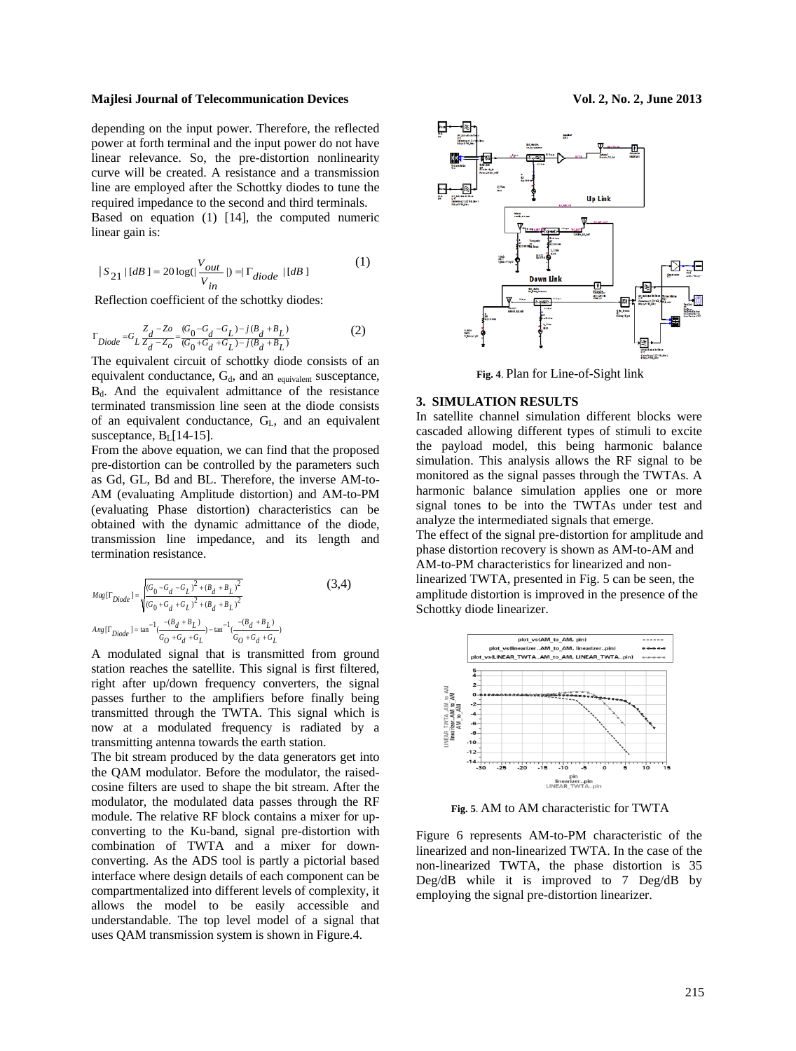depending on the input power. Therefore, the reflected power at forth terminal and the input power do not have linear relevance. So, the pre-distortion nonlinearity curve will be created. A resistance and a transmission line are employed after the Schottky diodes to tune the required impedance to the second and third terminals.

Based on equation (1) [14], the computed numeric linear gain is:

$$|S_{21}|[dB] = 20\log(|\frac{V_{out}}{V_{in}}|) = |\Gamma_{diode}|[dB] \tag{1}$$

Reflection coefficient of the schottky diodes:

$$\Gamma_{Diode} = G_L \frac{Z_d - Zo}{Z_d - Z_o} = \frac{(G_0 - G_d - G_L) - j(B_d + B_L)}{(G_0 + G_d + G_L) - j(B_d + B_L)} \tag{2}$$

The equivalent circuit of schottky diode consists of an equivalent conductance, $G_d$, and an $_{equivalent}$ susceptance, $B_d$. And the equivalent admittance of the resistance terminated transmission line seen at the diode consists of an equivalent conductance, $G_L$, and an equivalent susceptance, $B_L$[14-15].

From the above equation, we can find that the proposed pre-distortion can be controlled by the parameters such as Gd, GL, Bd and BL. Therefore, the inverse AM-to-AM (evaluating Amplitude distortion) and AM-to-PM (evaluating Phase distortion) characteristics can be obtained with the dynamic admittance of the diode, transmission line impedance, and its length and termination resistance.

$$Mag[\Gamma_{Diode}] = \sqrt{\frac{(G_0 - G_d - G_L)^2 + (B_d + B_L)^2}{(G_0 + G_d + G_L)^2 + (B_d + B_L)^2}} \tag{3,4}$$

$$Ang[\Gamma_{Diode}] = \tan^{-1}(\frac{-(B_d + B_L)}{G_O + G_d + G_L}) - \tan^{-1}(\frac{-(B_d + B_L)}{G_O + G_d + G_L})$$

A modulated signal that is transmitted from ground station reaches the satellite. This signal is first filtered, right after up/down frequency converters, the signal passes further to the amplifiers before finally being transmitted through the TWTA. This signal which is now at a modulated frequency is radiated by a transmitting antenna towards the earth station.

The bit stream produced by the data generators get into the QAM modulator. Before the modulator, the raised-cosine filters are used to shape the bit stream. After the modulator, the modulated data passes through the RF module. The relative RF block contains a mixer for up-converting to the Ku-band, signal pre-distortion with combination of TWTA and a mixer for down-converting. As the ADS tool is partly a pictorial based interface where design details of each component can be compartmentalized into different levels of complexity, it allows the model to be easily accessible and understandable. The top level model of a signal that uses QAM transmission system is shown in Figure.4.

**Fig. 4**. Plan for Line-of-Sight link

## 3. SIMULATION RESULTS

In satellite channel simulation different blocks were cascaded allowing different types of stimuli to excite the payload model, this being harmonic balance simulation. This analysis allows the RF signal to be monitored as the signal passes through the TWTAs. A harmonic balance simulation applies one or more signal tones to be into the TWTAs under test and analyze the intermediated signals that emerge.

The effect of the signal pre-distortion for amplitude and phase distortion recovery is shown as AM-to-AM and AM-to-PM characteristics for linearized and non-linearized TWTA, presented in Fig. 5 can be seen, the amplitude distortion is improved in the presence of the Schottky diode linearizer.

**Fig. 5**. AM to AM characteristic for TWTA

Figure 6 represents AM-to-PM characteristic of the linearized and non-linearized TWTA. In the case of the non-linearized TWTA, the phase distortion is 35 Deg/dB while it is improved to 7 Deg/dB by employing the signal pre-distortion linearizer.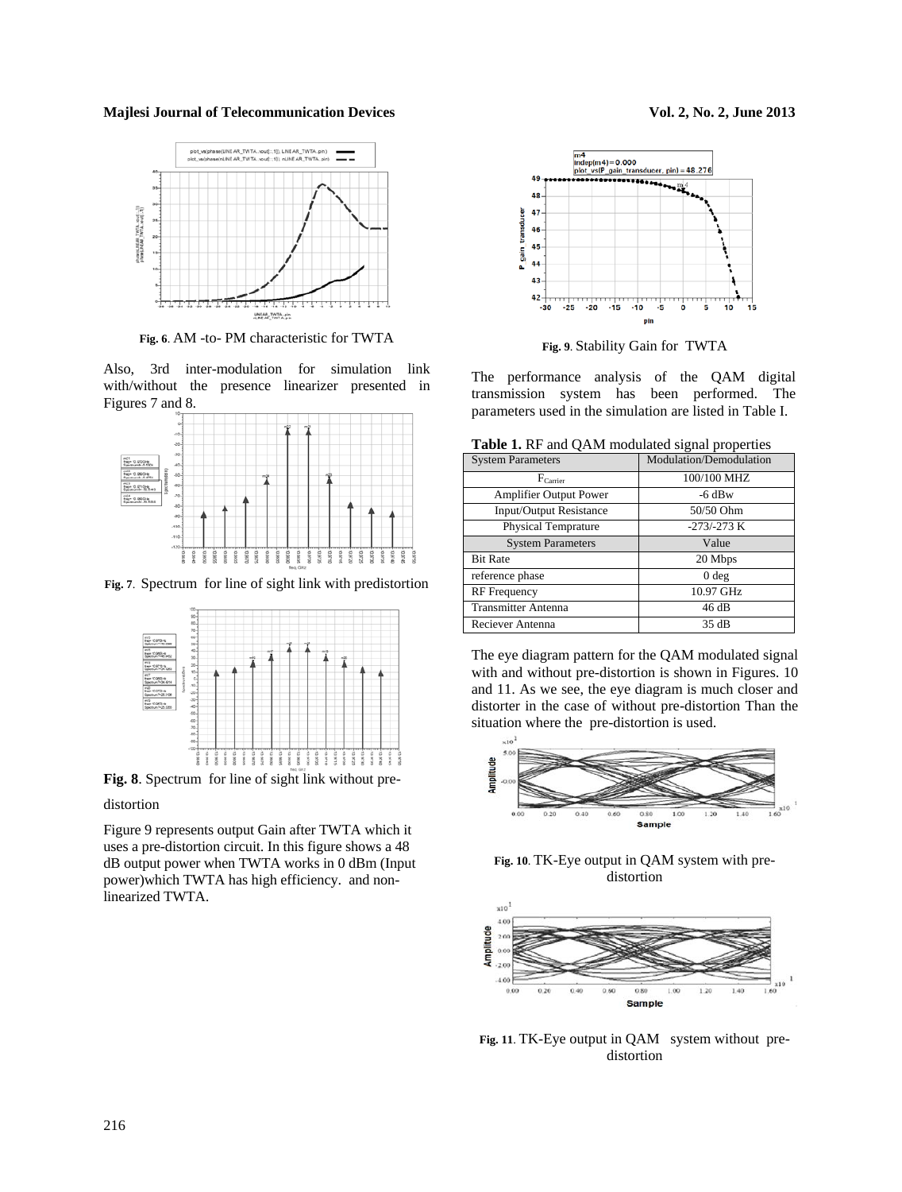Fig. 6. AM -to- PM characteristic for TWTA

Also, 3rd inter-modulation for simulation link with/without the presence linearizer presented in Figures 7 and 8.

Fig. 7. Spectrum for line of sight link with predistortion

Fig. 8. Spectrum for line of sight link without pre-distortion

Figure 9 represents output Gain after TWTA which it uses a pre-distortion circuit. In this figure shows a 48 dB output power when TWTA works in 0 dBm (Input power)which TWTA has high efficiency. and non-linearized TWTA.

Fig. 9. Stability Gain for TWTA

The performance analysis of the QAM digital transmission system has been performed. The parameters used in the simulation are listed in Table I.

**Table 1.** RF and QAM modulated signal properties

| System Parameters | Modulation/Demodulation |
|---|---|
| $F_{Carrier}$ | 100/100 MHZ |
| Amplifier Output Power | -6 dBw |
| Input/Output Resistance | 50/50 Ohm |
| Physical Temprature | -273/-273 K |
| System Parameters | Value |
| Bit Rate | 20 Mbps |
| reference phase | 0 deg |
| RF Frequency | 10.97 GHz |
| Transmitter Antenna | 46 dB |
| Reciever Antenna | 35 dB |

The eye diagram pattern for the QAM modulated signal with and without pre-distortion is shown in Figures. 10 and 11. As we see, the eye diagram is much closer and distorter in the case of without pre-distortion Than the situation where the pre-distortion is used.

Fig. 10. TK-Eye output in QAM system with pre-distortion

Fig. 11. TK-Eye output in QAM system without pre-distortion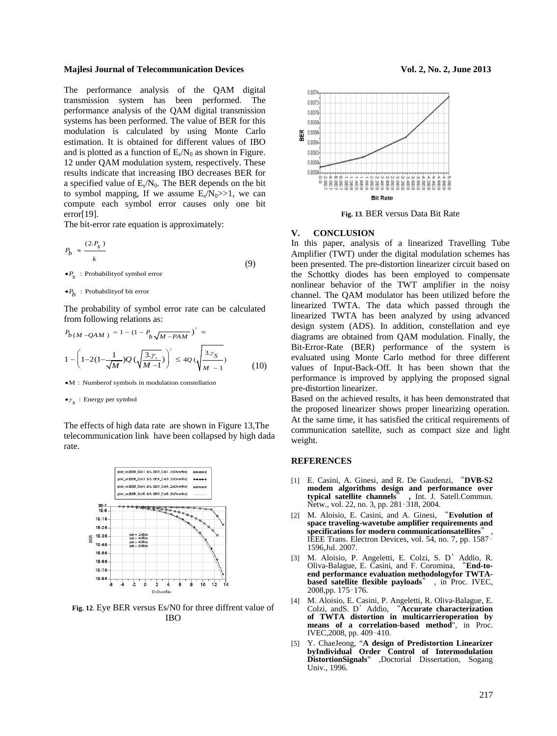The performance analysis of the QAM digital transmission system has been performed. The performance analysis of the QAM digital transmission systems has been performed. The value of BER for this modulation is calculated by using Monte Carlo estimation. It is obtained for different values of IBO and is plotted as a function of $E_s/N_0$ as shown in Figure. 12 under QAM modulation system, respectively. These results indicate that increasing IBO decreases BER for a specified value of $E_s/N_0$. The BER depends on the bit to symbol mapping, If we assume $E_s/N_0$>>1, we can compute each symbol error causes only one bit error[19].

The bit-error rate equation is approximately:

$$P_b \approx \frac{(2.P_S)}{k} \tag{9}$$

- $P_S$ : Probabilityof symbol error
- $P_b$ : Probabilityof bit error

The probability of symbol error rate can be calculated from following relations as:

$$P_{b(M-QAM)} = 1-(1-P_{b\sqrt{M}-PAM})^2 =$$

$$1-\left(1-2(1-\frac{1}{\sqrt{M}})Q\left(\sqrt{\frac{3.\gamma_s}{M-1}}\right)\right)^2 \leq 4Q\left(\sqrt{\frac{3.\gamma_S}{M-1}}\right) \tag{10}$$

- M : Numberof symbols in modulation constellation
- $\gamma_s$ : Energy per symbol

The effects of high data rate are shown in Figure 13,The telecommunication link have been collapsed by high dada rate.

**Fig. 12**. Eye BER versus Es/N0 for three diffrent value of IBO

**Fig. 13**. BER versus Data Bit Rate

## V. CONCLUSION

In this paper, analysis of a linearized Travelling Tube Amplifier (TWT) under the digital modulation schemes has been presented. The pre-distortion linearizer circuit based on the Schottky diodes has been employed to compensate nonlinear behavior of the TWT amplifier in the noisy channel. The QAM modulator has been utilized before the linearized TWTA. The data which passed through the linearized TWTA has been analyzed by using advanced design system (ADS). In addition, constellation and eye diagrams are obtained from QAM modulation. Finally, the Bit-Error-Rate (BER) performance of the system is evaluated using Monte Carlo method for three different values of Input-Back-Off. It has been shown that the performance is improved by applying the proposed signal pre-distortion linearizer.

Based on the achieved results, it has been demonstrated that the proposed linearizer shows proper linearizing operation. At the same time, it has satisfied the critical requirements of communication satellite, such as compact size and light weight.

## REFERENCES

[1] E. Casini, A. Ginesi, and R. De Gaudenzi, "**DVB-S2 modem algorithms design and performance over typical satellite channels**", Int. J. Satell.Commun. Netw., vol. 22, no. 3, pp. 281–318, 2004.

[2] M. Aloisio, E. Casini, and A. Ginesi, "**Evolution of space traveling-wavetube amplifier requirements and specifications for modern communicationsatellites**", IEEE Trans. Electron Devices, vol. 54, no. 7, pp. 1587–1596,Jul. 2007.

[3] M. Aloisio, P. Angeletti, E. Colzi, S. D'Addio, R. Oliva-Balague, E. Casini, and F. Coromina, "**End-to-end performance evaluation methodologyfor TWTA-based satellite flexible payloads**", in Proc. IVEC, 2008,pp. 175–176.

[4] M. Aloisio, E. Casini, P. Angeletti, R. Oliva-Balague, E. Colzi, andS. D'Addio, "**Accurate characterization of TWTA distortion in multicarrieroperation by means of a correlation-based method**", in Proc. IVEC,2008, pp. 409–410.

[5] Y. ChaeJeong, "**A design of Predistortion Linearizer byIndividual Order Control of Intermodulation DistortionSignals**" ,Doctorial Dissertation, Sogang Univ., 1996.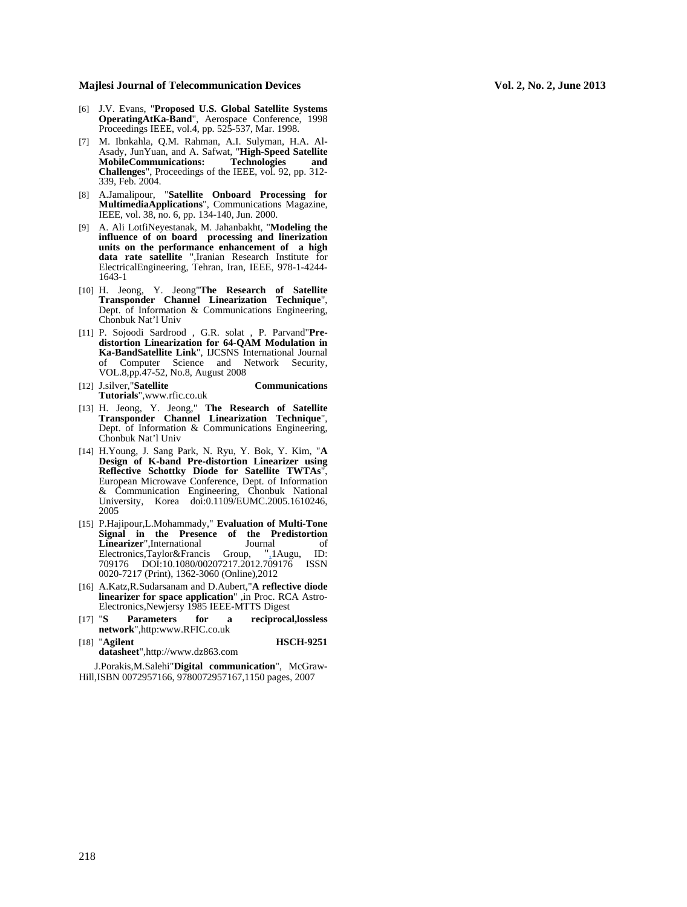[6] J.V. Evans, "**Proposed U.S. Global Satellite Systems OperatingAtKa-Band**", Aerospace Conference, 1998 Proceedings IEEE, vol.4, pp. 525-537, Mar. 1998.

[7] M. Ibnkahla, Q.M. Rahman, A.I. Sulyman, H.A. Al-Asady, JunYuan, and A. Safwat, "**High-Speed Satellite MobileCommunications: Technologies and Challenges**", Proceedings of the IEEE, vol. 92, pp. 312-339, Feb. 2004.

[8] A.Jamalipour, "**Satellite Onboard Processing for MultimediaApplications**", Communications Magazine, IEEE, vol. 38, no. 6, pp. 134-140, Jun. 2000.

[9] A. Ali LotfiNeyestanak, M. Jahanbakht, "**Modeling the influence of on board processing and linerization units on the performance enhancement of a high data rate satellite** ",Iranian Research Institute for ElectricalEngineering, Tehran, Iran, IEEE, 978-1-4244-1643-1

[10] H. Jeong, Y. Jeong"**The Research of Satellite Transponder Channel Linearization Technique**", Dept. of Information & Communications Engineering, Chonbuk Nat'l Univ

[11] P. Sojoodi Sardrood , G.R. solat , P. Parvand"**Pre-distortion Linearization for 64-QAM Modulation in Ka-BandSatellite Link**", IJCSNS International Journal of Computer Science and Network Security, VOL.8,pp.47-52, No.8, August 2008

[12] J.silver,"**Satellite Communications Tutorials**",www.rfic.co.uk

[13] H. Jeong, Y. Jeong," **The Research of Satellite Transponder Channel Linearization Technique**", Dept. of Information & Communications Engineering, Chonbuk Nat'l Univ

[14] H.Young, J. Sang Park, N. Ryu, Y. Bok, Y. Kim, "**A Design of K-band Pre-distortion Linearizer using Reflective Schottky Diode for Satellite TWTAs**", European Microwave Conference, Dept. of Information & Communication Engineering, Chonbuk National University, Korea doi:0.1109/EUMC.2005.1610246, 2005

[15] P.Hajipour,L.Mohammady," **Evaluation of Multi-Tone Signal in the Presence of the Predistortion Linearizer**",International Journal of Electronics,Taylor&Francis Group, ",1Augu, ID: 709176 DOI:10.1080/00207217.2012.709176 ISSN 0020-7217 (Print), 1362-3060 (Online),2012

[16] A.Katz,R.Sudarsanam and D.Aubert,"**A reflective diode linearizer for space application**" ,in Proc. RCA Astro-Electronics,Newjersy 1985 IEEE-MTTS Digest

[17] "**S Parameters for a reciprocal,lossless network**",http:www.RFIC.co.uk

[18] "**Agilent HSCH-9251 datasheet**",http://www.dz863.com

J.Porakis,M.Salehi"**Digital communication**", McGraw-Hill,ISBN 0072957166, 9780072957167,1150 pages, 2007